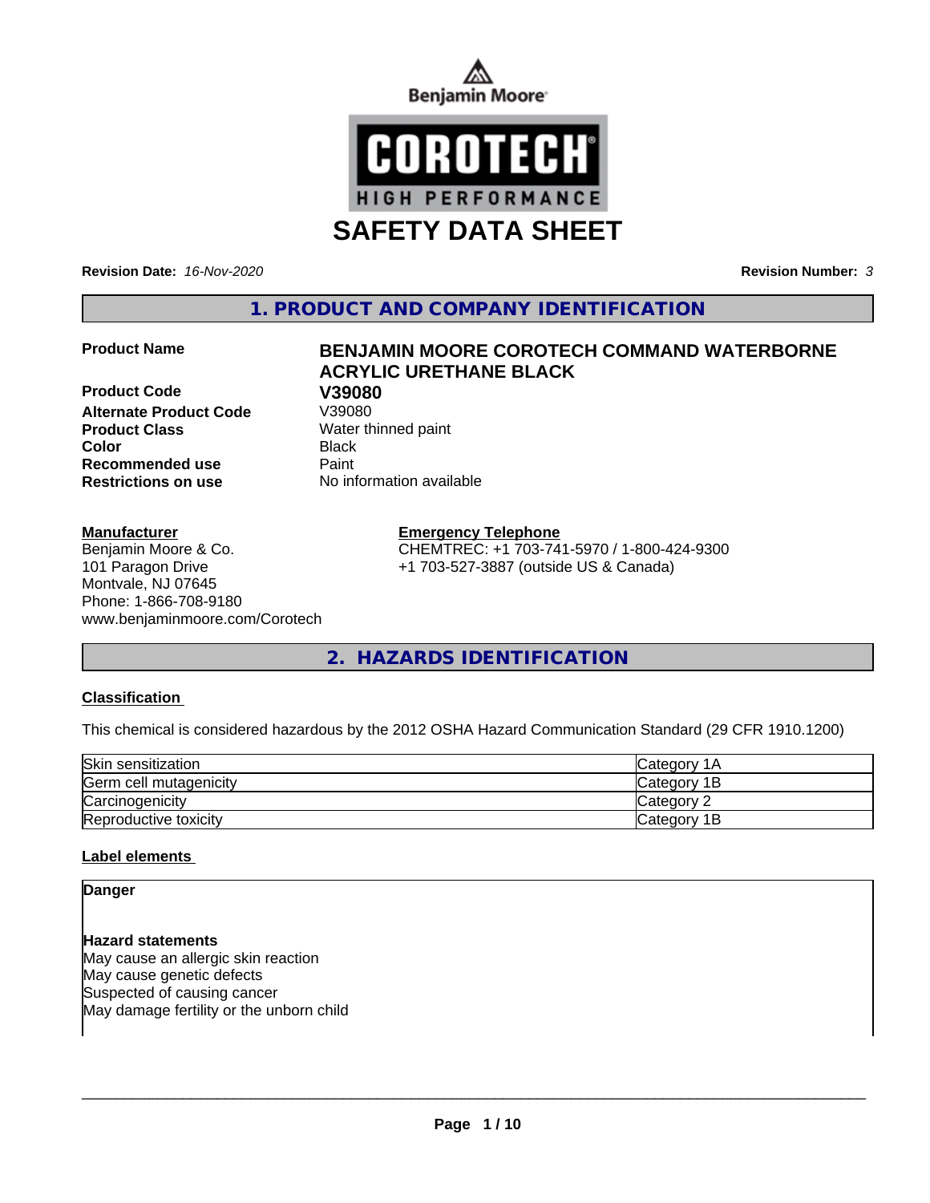Benjamin Moore

COROTECH®
HIGH PERFORMANCE

# SAFETY DATA SHEET

**Revision Date:** *16-Nov-2020* **Revision Number:** *3*

## 1. PRODUCT AND COMPANY IDENTIFICATION

| | |
|---|---|
| **Product Name** | **BENJAMIN MOORE COROTECH COMMAND WATERBORNE ACRYLIC URETHANE BLACK** |
| **Product Code** | **V39080** |
| **Alternate Product Code** | V39080 |
| **Product Class** | Water thinned paint |
| **Color** | Black |
| **Recommended use** | Paint |
| **Restrictions on use** | No information available |

**Manufacturer**
Benjamin Moore & Co.
101 Paragon Drive
Montvale, NJ 07645
Phone: 1-866-708-9180
www.benjaminmoore.com/Corotech

**Emergency Telephone**
CHEMTREC: +1 703-741-5970 / 1-800-424-9300
+1 703-527-3887 (outside US & Canada)

## 2. HAZARDS IDENTIFICATION

### Classification

This chemical is considered hazardous by the 2012 OSHA Hazard Communication Standard (29 CFR 1910.1200)

| | |
|---|---|
| Skin sensitization | Category 1A |
| Germ cell mutagenicity | Category 1B |
| Carcinogenicity | Category 2 |
| Reproductive toxicity | Category 1B |

### Label elements

**Danger**

**Hazard statements**
May cause an allergic skin reaction
May cause genetic defects
Suspected of causing cancer
May damage fertility or the unborn child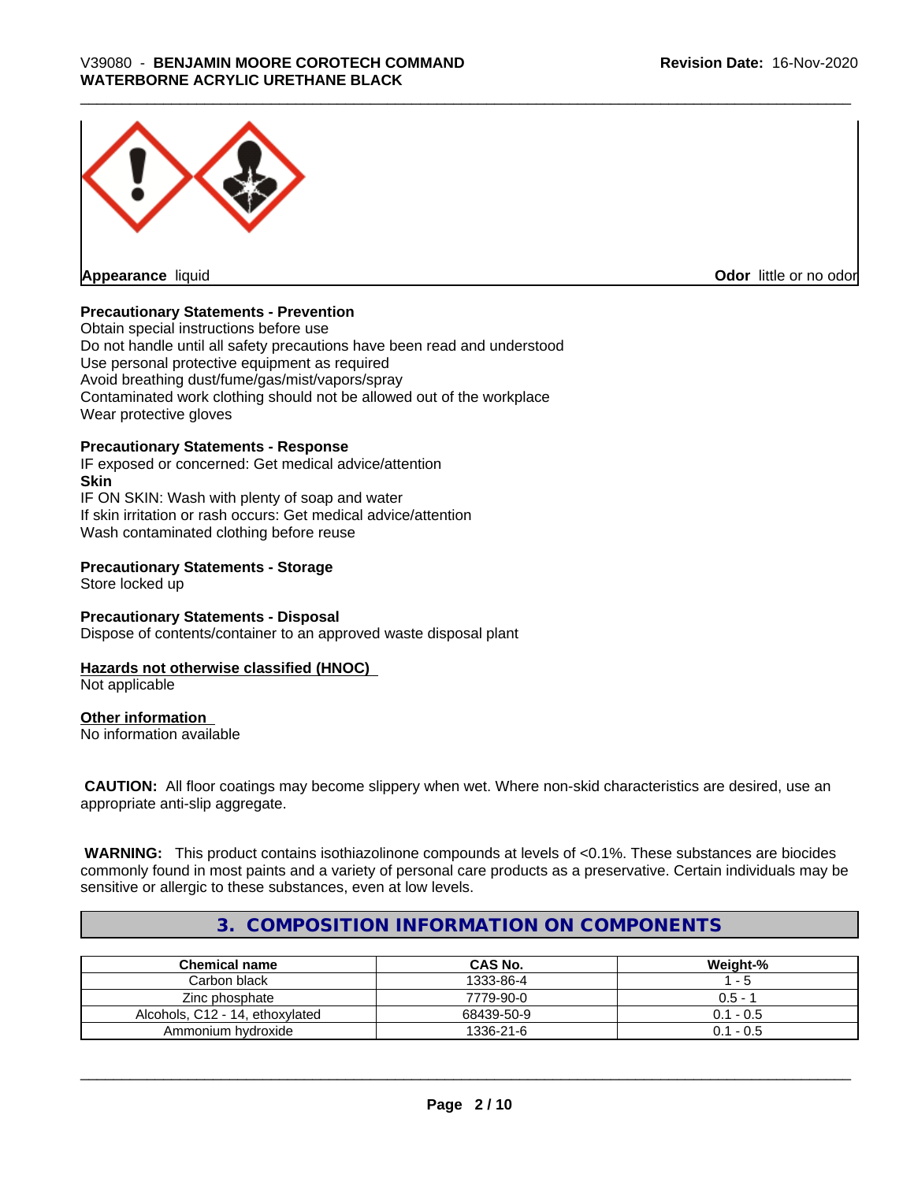**Appearance** liquid **Odor** little or no odor

**Precautionary Statements - Prevention**

Obtain special instructions before use
Do not handle until all safety precautions have been read and understood
Use personal protective equipment as required
Avoid breathing dust/fume/gas/mist/vapors/spray
Contaminated work clothing should not be allowed out of the workplace
Wear protective gloves

**Precautionary Statements - Response**

IF exposed or concerned: Get medical advice/attention

**Skin**

IF ON SKIN: Wash with plenty of soap and water
If skin irritation or rash occurs: Get medical advice/attention
Wash contaminated clothing before reuse

**Precautionary Statements - Storage**

Store locked up

**Precautionary Statements - Disposal**

Dispose of contents/container to an approved waste disposal plant

**Hazards not otherwise classified (HNOC)**

Not applicable

**Other information**

No information available

**CAUTION:** All floor coatings may become slippery when wet. Where non-skid characteristics are desired, use an appropriate anti-slip aggregate.

**WARNING:** This product contains isothiazolinone compounds at levels of <0.1%. These substances are biocides commonly found in most paints and a variety of personal care products as a preservative. Certain individuals may be sensitive or allergic to these substances, even at low levels.

## 3. COMPOSITION INFORMATION ON COMPONENTS

| Chemical name | CAS No. | Weight-% |
|---|---|---|
| Carbon black | 1333-86-4 | 1 - 5 |
| Zinc phosphate | 7779-90-0 | 0.5 - 1 |
| Alcohols, C12 - 14, ethoxylated | 68439-50-9 | 0.1 - 0.5 |
| Ammonium hydroxide | 1336-21-6 | 0.1 - 0.5 |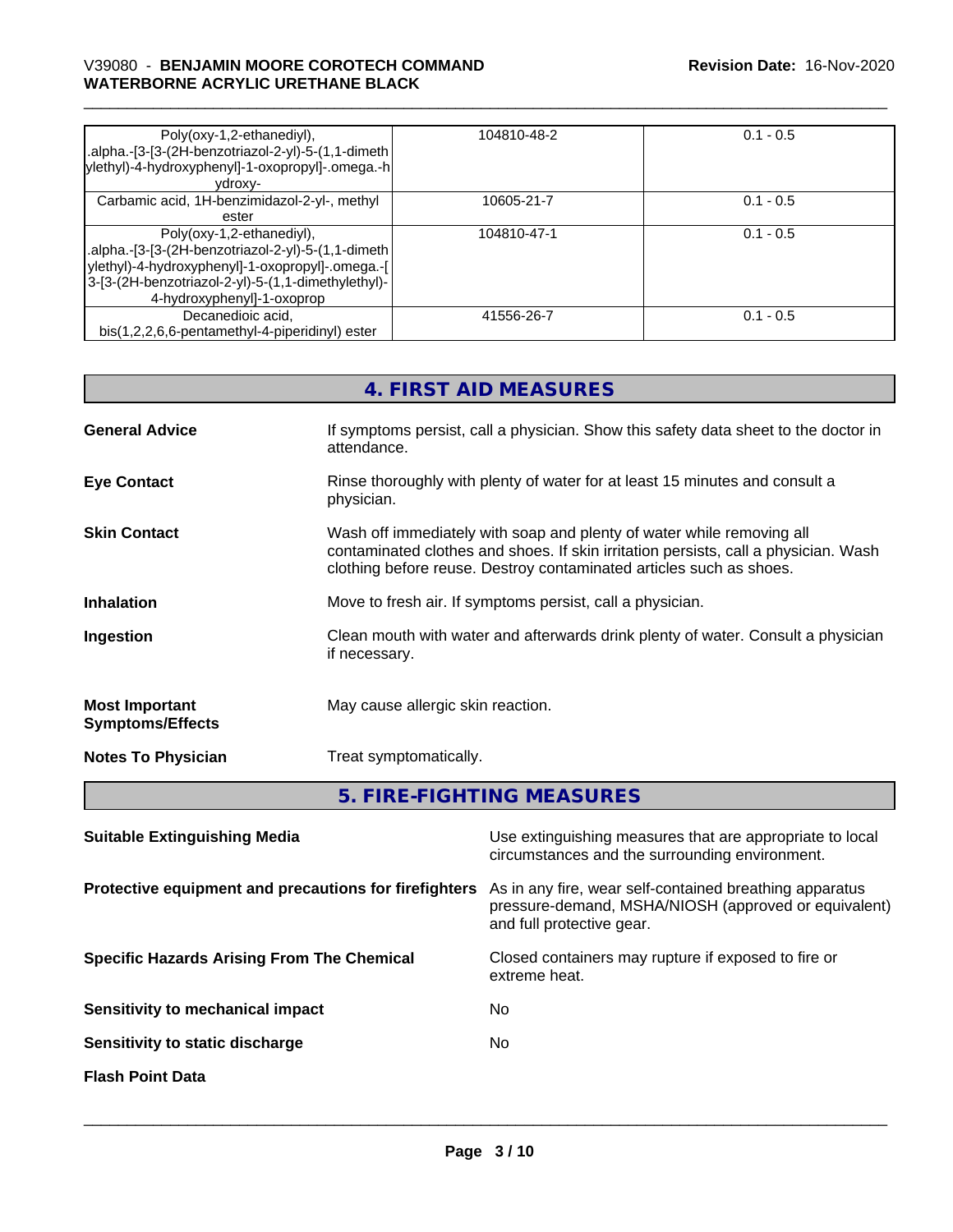| | | |
|---|---|---|
| Poly(oxy-1,2-ethanediyl), .alpha.-[3-[3-(2H-benzotriazol-2-yl)-5-(1,1-dimethylethyl)-4-hydroxyphenyl]-1-oxopropyl]-.omega.-hydroxy- | 104810-48-2 | 0.1 - 0.5 |
| Carbamic acid, 1H-benzimidazol-2-yl-, methyl ester | 10605-21-7 | 0.1 - 0.5 |
| Poly(oxy-1,2-ethanediyl), .alpha.-[3-[3-(2H-benzotriazol-2-yl)-5-(1,1-dimethylethyl)-4-hydroxyphenyl]-1-oxopropyl]-.omega.-[3-[3-(2H-benzotriazol-2-yl)-5-(1,1-dimethylethyl)-4-hydroxyphenyl]-1-oxoprop | 104810-47-1 | 0.1 - 0.5 |
| Decanedioic acid, bis(1,2,2,6,6-pentamethyl-4-piperidinyl) ester | 41556-26-7 | 0.1 - 0.5 |

## 4. FIRST AID MEASURES

**General Advice** If symptoms persist, call a physician. Show this safety data sheet to the doctor in attendance.

**Eye Contact** Rinse thoroughly with plenty of water for at least 15 minutes and consult a physician.

**Skin Contact** Wash off immediately with soap and plenty of water while removing all contaminated clothes and shoes. If skin irritation persists, call a physician. Wash clothing before reuse. Destroy contaminated articles such as shoes.

**Inhalation** Move to fresh air. If symptoms persist, call a physician.

**Ingestion** Clean mouth with water and afterwards drink plenty of water. Consult a physician if necessary.

**Most Important Symptoms/Effects** May cause allergic skin reaction.

**Notes To Physician** Treat symptomatically.

## 5. FIRE-FIGHTING MEASURES

**Suitable Extinguishing Media** Use extinguishing measures that are appropriate to local circumstances and the surrounding environment.

**Protective equipment and precautions for firefighters** As in any fire, wear self-contained breathing apparatus pressure-demand, MSHA/NIOSH (approved or equivalent) and full protective gear.

**Specific Hazards Arising From The Chemical** Closed containers may rupture if exposed to fire or extreme heat.

**Sensitivity to mechanical impact** No

**Sensitivity to static discharge** No

**Flash Point Data**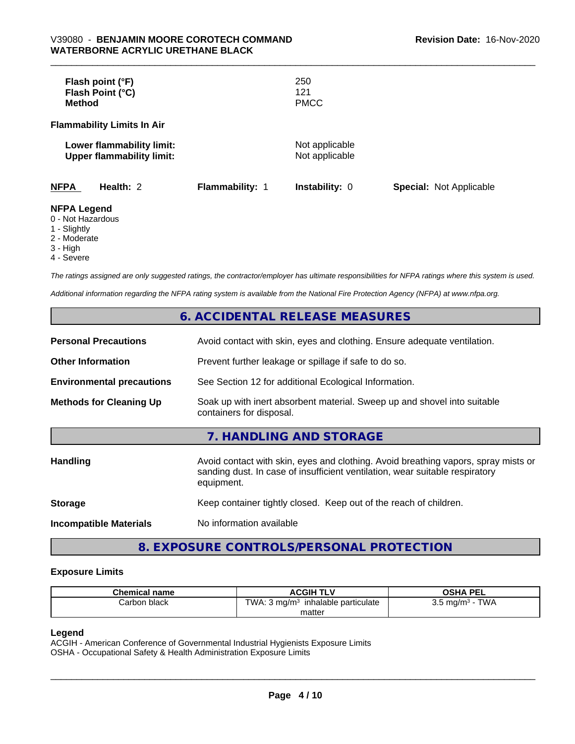| | |
|---|---|
| **Flash point (°F)** | 250 |
| **Flash Point (°C)** | 121 |
| **Method** | PMCC |

**Flammability Limits In Air**

| | |
|---|---|
| **Lower flammability limit:** | Not applicable |
| **Upper flammability limit:** | Not applicable |

| **NFPA** | **Health:** 2 | **Flammability:** 1 | **Instability:** 0 | **Special:** Not Applicable |
|---|---|---|---|---|

**NFPA Legend**
- 0 - Not Hazardous
- 1 - Slightly
- 2 - Moderate
- 3 - High
- 4 - Severe

*The ratings assigned are only suggested ratings, the contractor/employer has ultimate responsibilities for NFPA ratings where this system is used.*

*Additional information regarding the NFPA rating system is available from the National Fire Protection Agency (NFPA) at www.nfpa.org.*

## 6. ACCIDENTAL RELEASE MEASURES

| | |
|---|---|
| **Personal Precautions** | Avoid contact with skin, eyes and clothing. Ensure adequate ventilation. |
| **Other Information** | Prevent further leakage or spillage if safe to do so. |
| **Environmental precautions** | See Section 12 for additional Ecological Information. |
| **Methods for Cleaning Up** | Soak up with inert absorbent material. Sweep up and shovel into suitable containers for disposal. |

## 7. HANDLING AND STORAGE

| | |
|---|---|
| **Handling** | Avoid contact with skin, eyes and clothing. Avoid breathing vapors, spray mists or sanding dust. In case of insufficient ventilation, wear suitable respiratory equipment. |
| **Storage** | Keep container tightly closed. Keep out of the reach of children. |
| **Incompatible Materials** | No information available |

## 8. EXPOSURE CONTROLS/PERSONAL PROTECTION

### Exposure Limits

| Chemical name | ACGIH TLV | OSHA PEL |
|---|---|---|
| Carbon black | TWA: 3 mg/m³ inhalable particulate matter | 3.5 mg/m³ - TWA |

**Legend**
ACGIH - American Conference of Governmental Industrial Hygienists Exposure Limits
OSHA - Occupational Safety & Health Administration Exposure Limits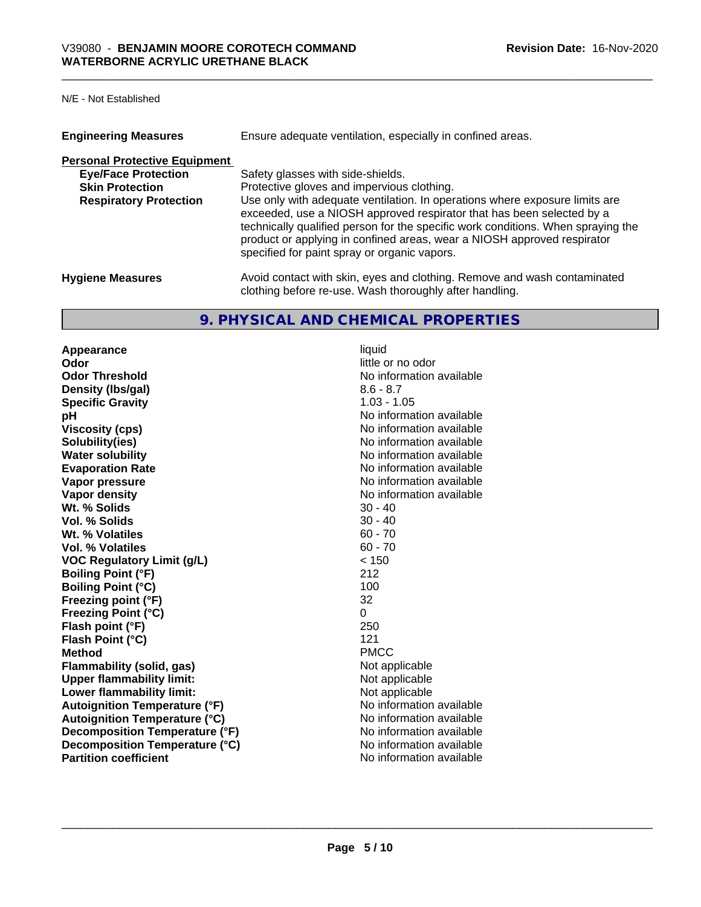N/E - Not Established

**Engineering Measures** Ensure adequate ventilation, especially in confined areas.

**Personal Protective Equipment**

**Eye/Face Protection** Safety glasses with side-shields.

**Skin Protection** Protective gloves and impervious clothing.

**Respiratory Protection** Use only with adequate ventilation. In operations where exposure limits are exceeded, use a NIOSH approved respirator that has been selected by a technically qualified person for the specific work conditions. When spraying the product or applying in confined areas, wear a NIOSH approved respirator specified for paint spray or organic vapors.

**Hygiene Measures** Avoid contact with skin, eyes and clothing. Remove and wash contaminated clothing before re-use. Wash thoroughly after handling.

## 9. PHYSICAL AND CHEMICAL PROPERTIES

| | |
|---|---|
| **Appearance** | liquid |
| **Odor** | little or no odor |
| **Odor Threshold** | No information available |
| **Density (lbs/gal)** | 8.6 - 8.7 |
| **Specific Gravity** | 1.03 - 1.05 |
| **pH** | No information available |
| **Viscosity (cps)** | No information available |
| **Solubility(ies)** | No information available |
| **Water solubility** | No information available |
| **Evaporation Rate** | No information available |
| **Vapor pressure** | No information available |
| **Vapor density** | No information available |
| **Wt. % Solids** | 30 - 40 |
| **Vol. % Solids** | 30 - 40 |
| **Wt. % Volatiles** | 60 - 70 |
| **Vol. % Volatiles** | 60 - 70 |
| **VOC Regulatory Limit (g/L)** | < 150 |
| **Boiling Point (°F)** | 212 |
| **Boiling Point (°C)** | 100 |
| **Freezing point (°F)** | 32 |
| **Freezing Point (°C)** | 0 |
| **Flash point (°F)** | 250 |
| **Flash Point (°C)** | 121 |
| **Method** | PMCC |
| **Flammability (solid, gas)** | Not applicable |
| **Upper flammability limit:** | Not applicable |
| **Lower flammability limit:** | Not applicable |
| **Autoignition Temperature (°F)** | No information available |
| **Autoignition Temperature (°C)** | No information available |
| **Decomposition Temperature (°F)** | No information available |
| **Decomposition Temperature (°C)** | No information available |
| **Partition coefficient** | No information available |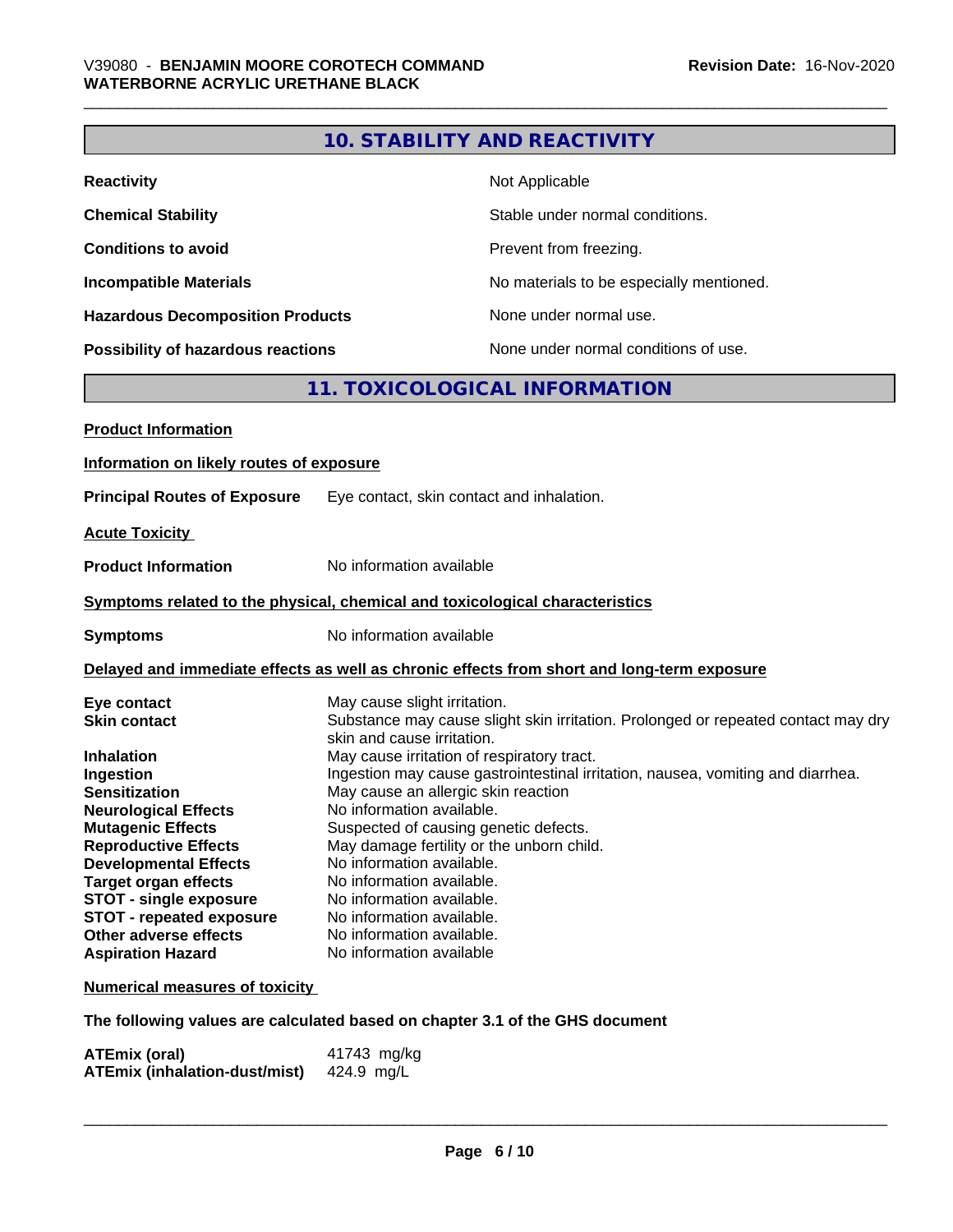## 10. STABILITY AND REACTIVITY

| | |
|---|---|
| **Reactivity** | Not Applicable |
| **Chemical Stability** | Stable under normal conditions. |
| **Conditions to avoid** | Prevent from freezing. |
| **Incompatible Materials** | No materials to be especially mentioned. |
| **Hazardous Decomposition Products** | None under normal use. |
| **Possibility of hazardous reactions** | None under normal conditions of use. |

## 11. TOXICOLOGICAL INFORMATION

**Product Information**

**Information on likely routes of exposure**

**Principal Routes of Exposure** Eye contact, skin contact and inhalation.

**Acute Toxicity**

**Product Information** No information available

**Symptoms related to the physical, chemical and toxicological characteristics**

**Symptoms** No information available

**Delayed and immediate effects as well as chronic effects from short and long-term exposure**

| | |
|---|---|
| **Eye contact** | May cause slight irritation. |
| **Skin contact** | Substance may cause slight skin irritation. Prolonged or repeated contact may dry skin and cause irritation. |
| **Inhalation** | May cause irritation of respiratory tract. |
| **Ingestion** | Ingestion may cause gastrointestinal irritation, nausea, vomiting and diarrhea. |
| **Sensitization** | May cause an allergic skin reaction |
| **Neurological Effects** | No information available. |
| **Mutagenic Effects** | Suspected of causing genetic defects. |
| **Reproductive Effects** | May damage fertility or the unborn child. |
| **Developmental Effects** | No information available. |
| **Target organ effects** | No information available. |
| **STOT - single exposure** | No information available. |
| **STOT - repeated exposure** | No information available. |
| **Other adverse effects** | No information available. |
| **Aspiration Hazard** | No information available |

**Numerical measures of toxicity**

**The following values are calculated based on chapter 3.1 of the GHS document**

| | |
|---|---|
| **ATEmix (oral)** | 41743 mg/kg |
| **ATEmix (inhalation-dust/mist)** | 424.9 mg/L |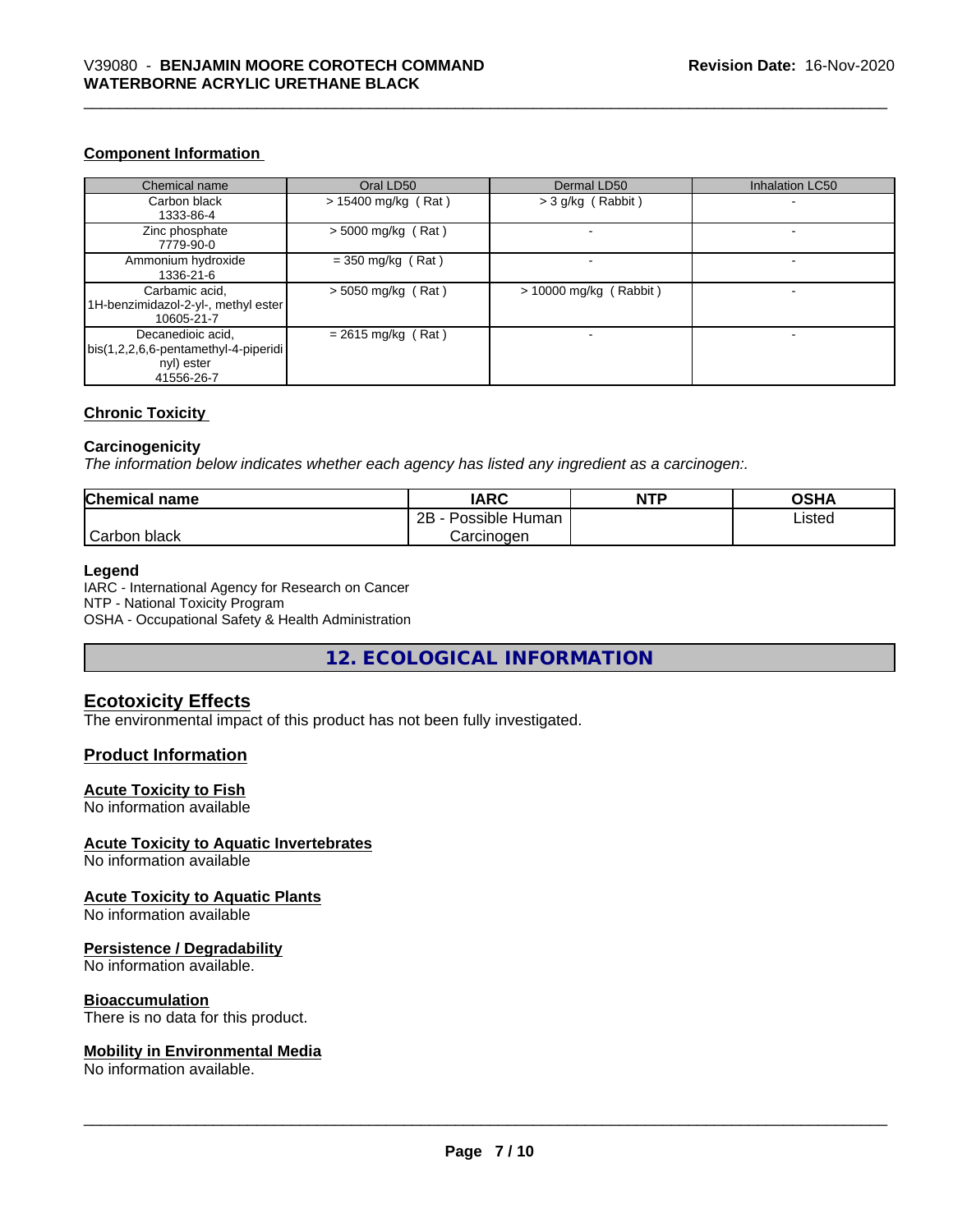### Component Information

| Chemical name | Oral LD50 | Dermal LD50 | Inhalation LC50 |
| --- | --- | --- | --- |
| Carbon black 1333-86-4 | > 15400 mg/kg ( Rat ) | > 3 g/kg ( Rabbit ) | - |
| Zinc phosphate 7779-90-0 | > 5000 mg/kg ( Rat ) | - | - |
| Ammonium hydroxide 1336-21-6 | = 350 mg/kg ( Rat ) | - | - |
| Carbamic acid, 1H-benzimidazol-2-yl-, methyl ester 10605-21-7 | > 5050 mg/kg ( Rat ) | > 10000 mg/kg ( Rabbit ) | - |
| Decanedioic acid, bis(1,2,2,6,6-pentamethyl-4-piperidinyl) ester 41556-26-7 | = 2615 mg/kg ( Rat ) | - | - |

### Chronic Toxicity

**Carcinogenicity**

*The information below indicates whether each agency has listed any ingredient as a carcinogen:.*

| Chemical name | IARC | NTP | OSHA |
| --- | --- | --- | --- |
| Carbon black | 2B - Possible Human Carcinogen | | Listed |

**Legend**

IARC - International Agency for Research on Cancer
NTP - National Toxicity Program
OSHA - Occupational Safety & Health Administration

## 12. ECOLOGICAL INFORMATION

### Ecotoxicity Effects

The environmental impact of this product has not been fully investigated.

### Product Information

**Acute Toxicity to Fish**

No information available

**Acute Toxicity to Aquatic Invertebrates**

No information available

**Acute Toxicity to Aquatic Plants**

No information available

**Persistence / Degradability**

No information available.

**Bioaccumulation**

There is no data for this product.

**Mobility in Environmental Media**

No information available.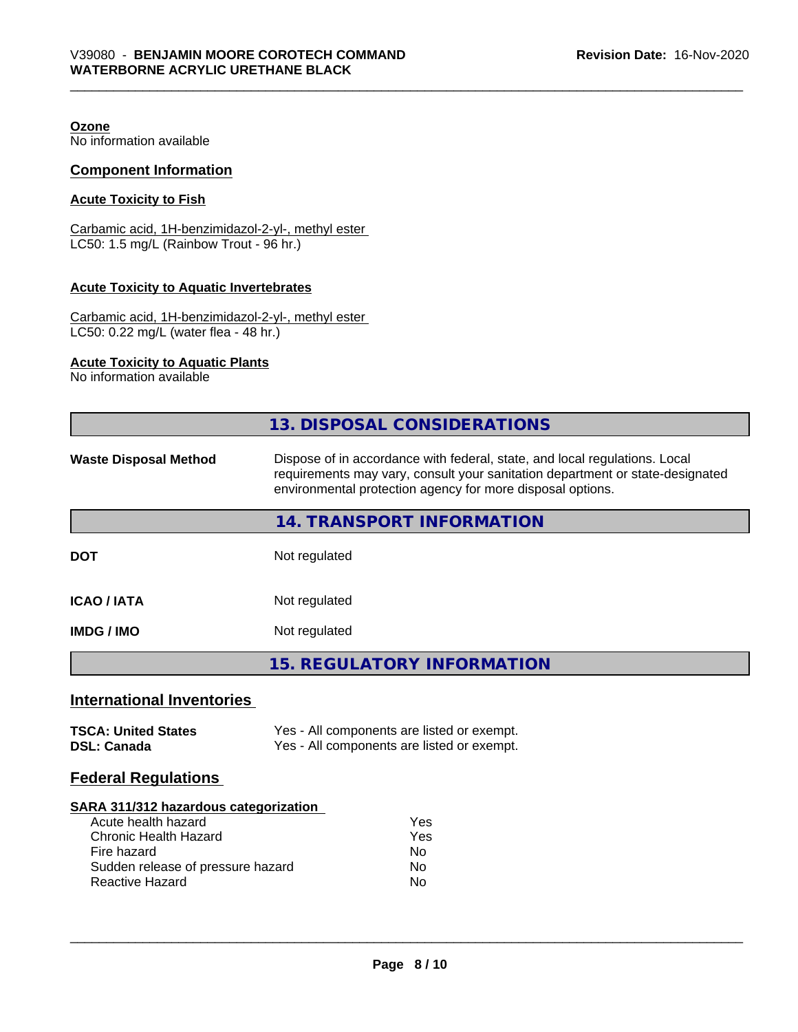**Ozone**
No information available

## Component Information

**Acute Toxicity to Fish**

Carbamic acid, 1H-benzimidazol-2-yl-, methyl ester
LC50: 1.5 mg/L (Rainbow Trout - 96 hr.)

**Acute Toxicity to Aquatic Invertebrates**

Carbamic acid, 1H-benzimidazol-2-yl-, methyl ester
LC50: 0.22 mg/L (water flea - 48 hr.)

**Acute Toxicity to Aquatic Plants**
No information available

# 13. DISPOSAL CONSIDERATIONS

**Waste Disposal Method** — Dispose of in accordance with federal, state, and local regulations. Local requirements may vary, consult your sanitation department or state-designated environmental protection agency for more disposal options.

# 14. TRANSPORT INFORMATION

| | |
|---|---|
| **DOT** | Not regulated |
| **ICAO / IATA** | Not regulated |
| **IMDG / IMO** | Not regulated |

# 15. REGULATORY INFORMATION

## International Inventories

| | |
|---|---|
| **TSCA: United States** | Yes - All components are listed or exempt. |
| **DSL: Canada** | Yes - All components are listed or exempt. |

## Federal Regulations

**SARA 311/312 hazardous categorization**

| | |
|---|---|
| Acute health hazard | Yes |
| Chronic Health Hazard | Yes |
| Fire hazard | No |
| Sudden release of pressure hazard | No |
| Reactive Hazard | No |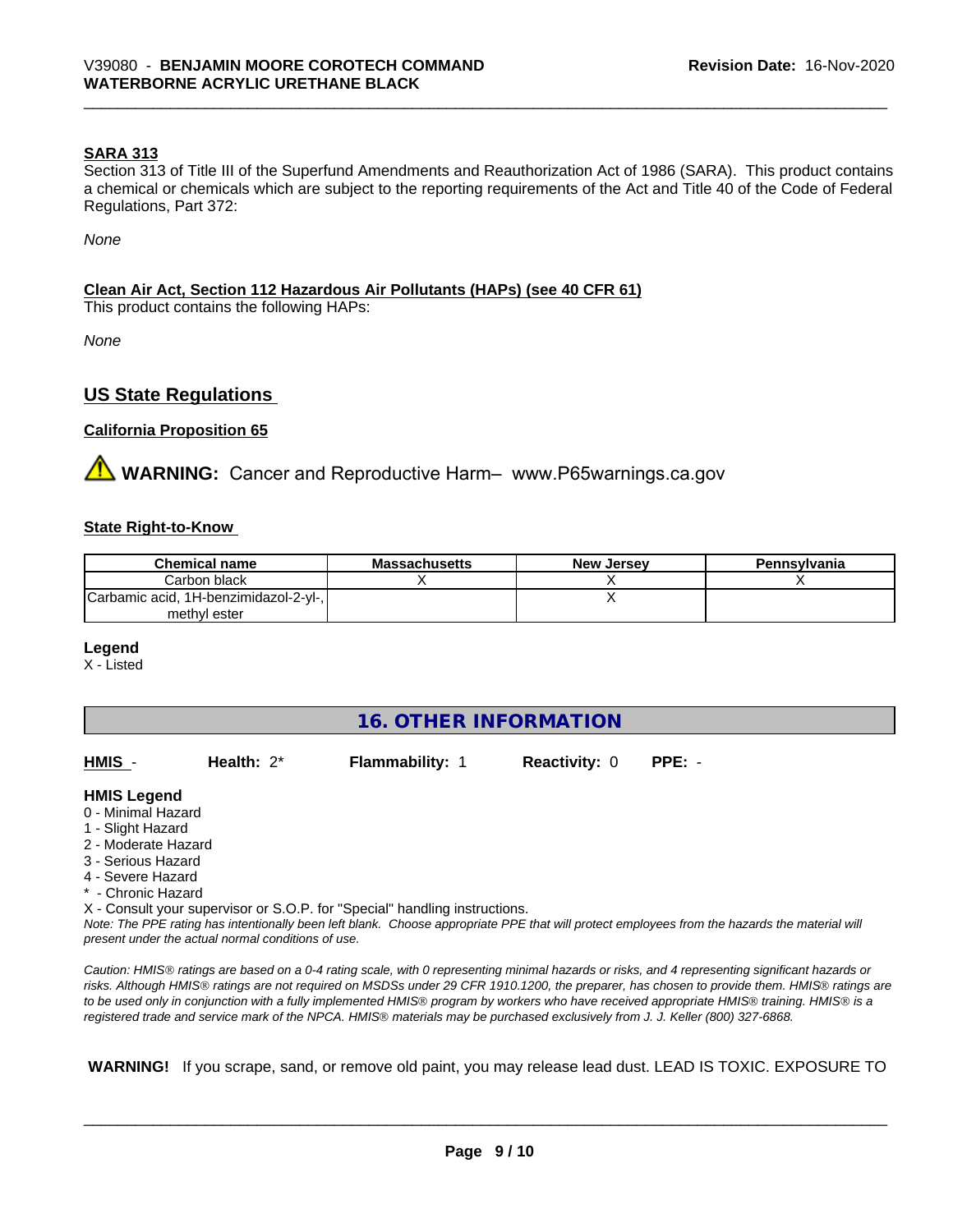**SARA 313**

Section 313 of Title III of the Superfund Amendments and Reauthorization Act of 1986 (SARA). This product contains a chemical or chemicals which are subject to the reporting requirements of the Act and Title 40 of the Code of Federal Regulations, Part 372:

*None*

**Clean Air Act, Section 112 Hazardous Air Pollutants (HAPs) (see 40 CFR 61)**

This product contains the following HAPs:

*None*

## US State Regulations

**California Proposition 65**

⚠ **WARNING:** Cancer and Reproductive Harm– www.P65warnings.ca.gov

**State Right-to-Know**

| Chemical name | Massachusetts | New Jersey | Pennsylvania |
|---|---|---|---|
| Carbon black | X | X | X |
| Carbamic acid, 1H-benzimidazol-2-yl-, methyl ester | | X | |

**Legend**

X - Listed

## 16. OTHER INFORMATION

**HMIS** - **Health:** 2* **Flammability:** 1 **Reactivity:** 0 **PPE:** -

**HMIS Legend**

0 - Minimal Hazard
1 - Slight Hazard
2 - Moderate Hazard
3 - Serious Hazard
4 - Severe Hazard
* - Chronic Hazard
X - Consult your supervisor or S.O.P. for "Special" handling instructions.

*Note: The PPE rating has intentionally been left blank. Choose appropriate PPE that will protect employees from the hazards the material will present under the actual normal conditions of use.*

*Caution: HMIS® ratings are based on a 0-4 rating scale, with 0 representing minimal hazards or risks, and 4 representing significant hazards or risks. Although HMIS® ratings are not required on MSDSs under 29 CFR 1910.1200, the preparer, has chosen to provide them. HMIS® ratings are to be used only in conjunction with a fully implemented HMIS® program by workers who have received appropriate HMIS® training. HMIS® is a registered trade and service mark of the NPCA. HMIS® materials may be purchased exclusively from J. J. Keller (800) 327-6868.*

**WARNING!** If you scrape, sand, or remove old paint, you may release lead dust. LEAD IS TOXIC. EXPOSURE TO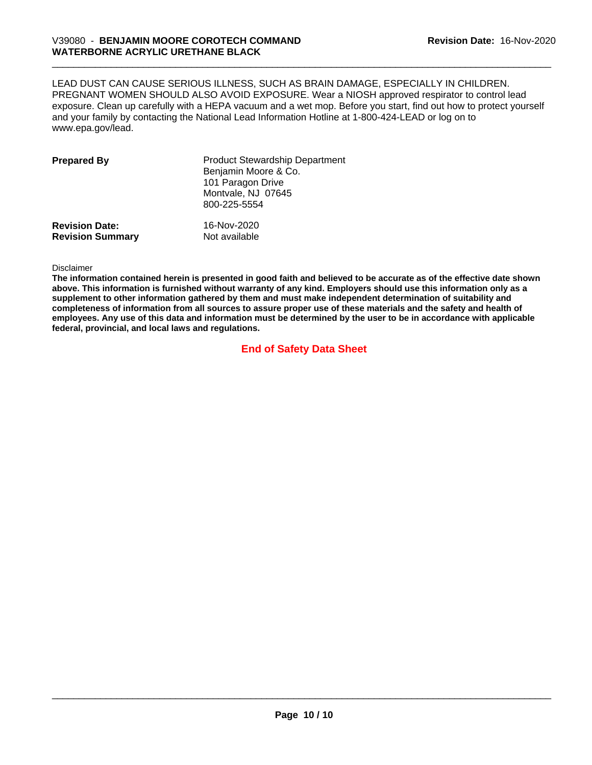LEAD DUST CAN CAUSE SERIOUS ILLNESS, SUCH AS BRAIN DAMAGE, ESPECIALLY IN CHILDREN. PREGNANT WOMEN SHOULD ALSO AVOID EXPOSURE. Wear a NIOSH approved respirator to control lead exposure. Clean up carefully with a HEPA vacuum and a wet mop. Before you start, find out how to protect yourself and your family by contacting the National Lead Information Hotline at 1-800-424-LEAD or log on to www.epa.gov/lead.

| | |
|---|---|
| **Prepared By** | Product Stewardship Department<br>Benjamin Moore & Co.<br>101 Paragon Drive<br>Montvale, NJ 07645<br>800-225-5554 |
| **Revision Date:** | 16-Nov-2020 |
| **Revision Summary** | Not available |

Disclaimer

**The information contained herein is presented in good faith and believed to be accurate as of the effective date shown above. This information is furnished without warranty of any kind. Employers should use this information only as a supplement to other information gathered by them and must make independent determination of suitability and completeness of information from all sources to assure proper use of these materials and the safety and health of employees. Any use of this data and information must be determined by the user to be in accordance with applicable federal, provincial, and local laws and regulations.**

**End of Safety Data Sheet**